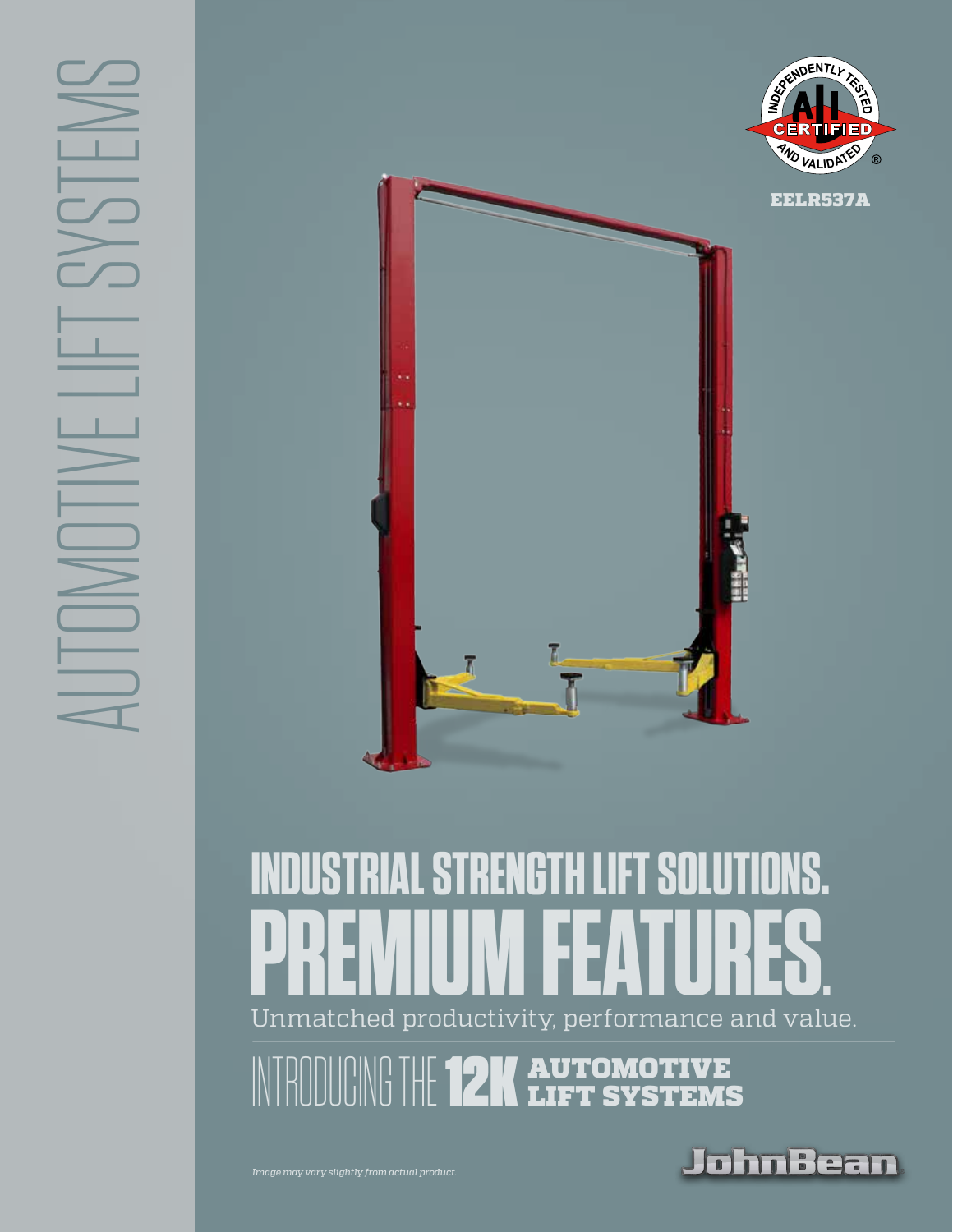AUTOMOTIVE LIFT SYSTEMS

INDEPENDENTLY TESTED ALI CERTIFIED AND VALIDATED®

EELR537A

# INDUSTRIAL STRENGTH LIFT SOLUTIONS.

# PREMIUM FEATURES.

Unmatched productivity, performance and value.

## INTRODUCING THE 12K AUTOMOTIVE LIFT SYSTEMS

*Image may vary slightly from actual product.*

JohnBean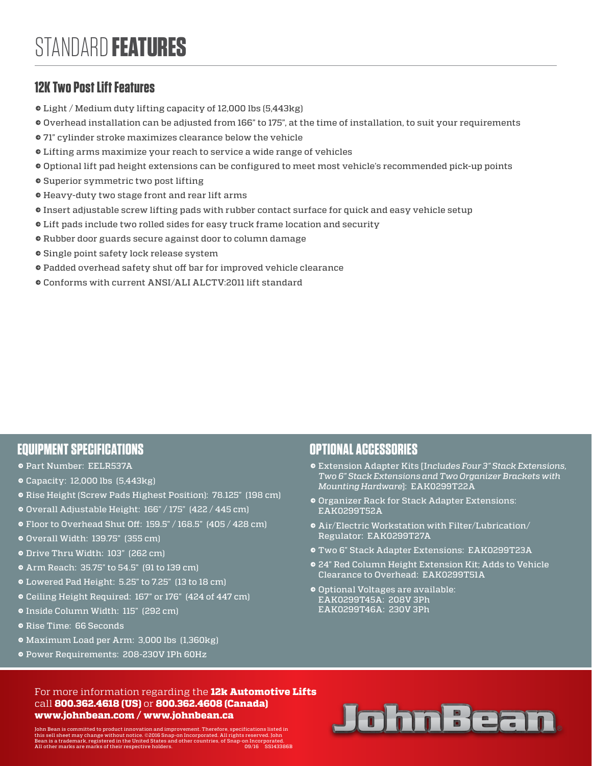# STANDARD **FEATURES**

## 12K Two Post Lift Features

- Light / Medium duty lifting capacity of 12,000 lbs (5,443kg)
- Overhead installation can be adjusted from 166" to 175", at the time of installation, to suit your requirements
- 71" cylinder stroke maximizes clearance below the vehicle
- Lifting arms maximize your reach to service a wide range of vehicles
- Optional lift pad height extensions can be configured to meet most vehicle's recommended pick-up points
- Superior symmetric two post lifting
- Heavy-duty two stage front and rear lift arms
- Insert adjustable screw lifting pads with rubber contact surface for quick and easy vehicle setup
- Lift pads include two rolled sides for easy truck frame location and security
- Rubber door guards secure against door to column damage
- Single point safety lock release system
- Padded overhead safety shut off bar for improved vehicle clearance
- Conforms with current ANSI/ALI ALCTV:2011 lift standard

## EQUIPMENT SPECIFICATIONS

- Part Number: EELR537A
- Capacity: 12,000 lbs (5,443kg)
- Rise Height (Screw Pads Highest Position): 78.125" (198 cm)
- Overall Adjustable Height: 166" / 175" (422 / 445 cm)
- Floor to Overhead Shut Off: 159.5" / 168.5" (405 / 428 cm)
- Overall Width: 139.75" (355 cm)
- Drive Thru Width: 103" (262 cm)
- Arm Reach: 35.75" to 54.5" (91 to 139 cm)
- Lowered Pad Height: 5.25" to 7.25" (13 to 18 cm)
- Ceiling Height Required: 167" or 176" (424 of 447 cm)
- Inside Column Width: 115" (292 cm)
- Rise Time: 66 Seconds
- Maximum Load per Arm: 3,000 lbs (1,360kg)
- Power Requirements: 208-230V 1Ph 60Hz

## OPTIONAL ACCESSORIES

- Extension Adapter Kits [*Includes Four 3" Stack Extensions, Two 6" Stack Extensions and Two Organizer Brackets with Mounting Hardware*]: EAK0299T22A
- Organizer Rack for Stack Adapter Extensions: EAK0299T52A
- Air/Electric Workstation with Filter/Lubrication/ Regulator: EAK0299T27A
- Two 6" Stack Adapter Extensions: EAK0299T23A
- 24" Red Column Height Extension Kit; Adds to Vehicle Clearance to Overhead: EAK0299T51A
- Optional Voltages are available:
  EAK0299T45A: 208V 3Ph
  EAK0299T46A: 230V 3Ph

For more information regarding the **12k Automotive Lifts** call **800.362.4618 (US)** or **800.362.4608 (Canada)**
**www.johnbean.com / www.johnbean.ca**

John Bean is committed to product innovation and improvement. Therefore, specifications listed in this sell sheet may change without notice. ©2016 Snap-on Incorporated. All rights reserved. John Bean is a trademark, registered in the United States and other countries, of Snap-on Incorporated. All other marks are marks of their respective holders. 09/16 SS143386B

JohnBean®